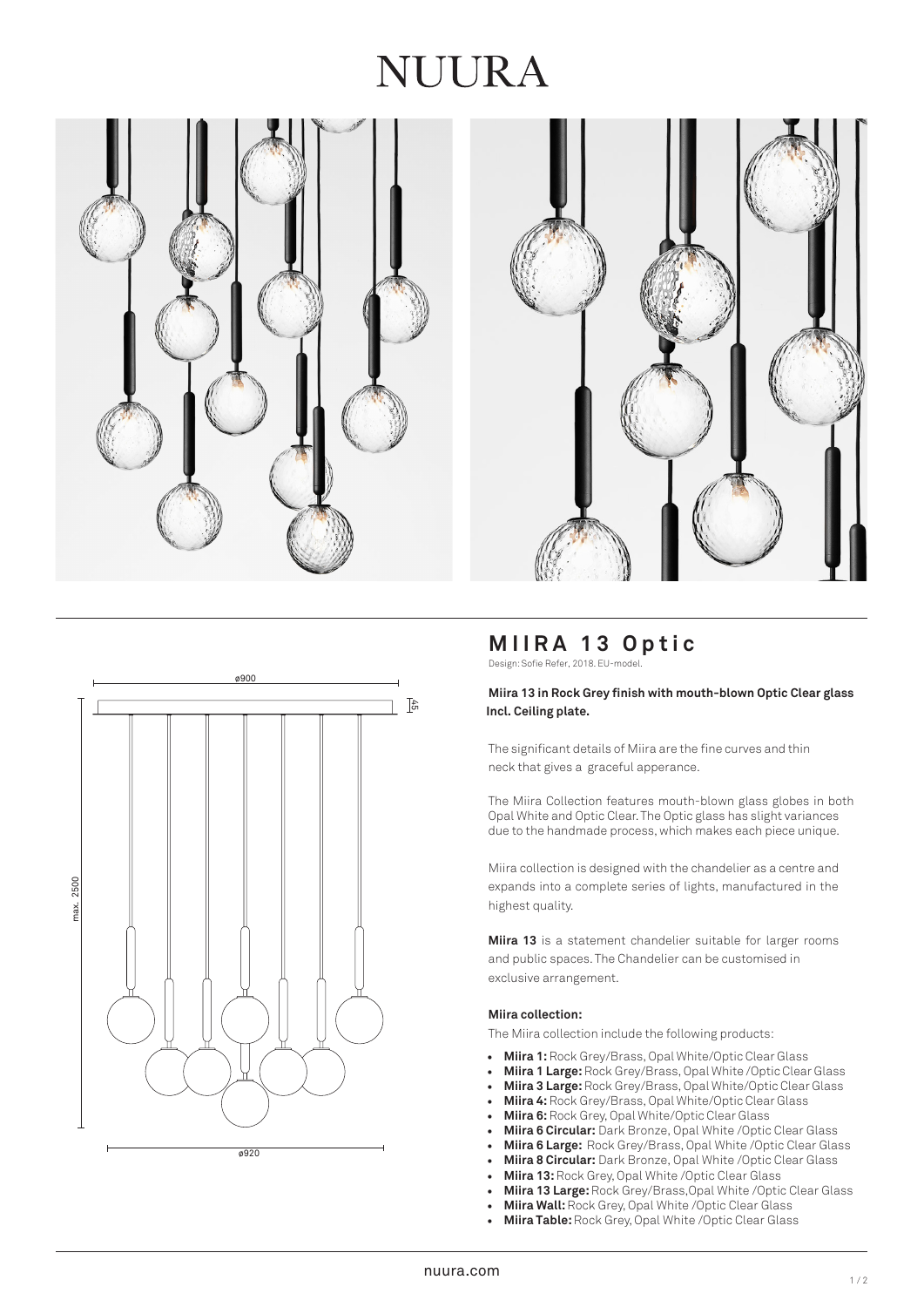# NUURA

## MIIRA 13 Optic

Design: Sofie Refer, 2018. EU-model.

**Miira 13 in Rock Grey finish with mouth-blown Optic Clear glass Incl. Ceiling plate.**

The significant details of Miira are the fine curves and thin neck that gives a graceful apperance.

The Miira Collection features mouth-blown glass globes in both Opal White and Optic Clear. The Optic glass has slight variances due to the handmade process, which makes each piece unique.

Miira collection is designed with the chandelier as a centre and expands into a complete series of lights, manufactured in the highest quality.

**Miira 13** is a statement chandelier suitable for larger rooms and public spaces. The Chandelier can be customised in exclusive arrangement.

**Miira collection:**

The Miira collection include the following products:

- **Miira 1:** Rock Grey/Brass, Opal White/Optic Clear Glass
- **Miira 1 Large:** Rock Grey/Brass, Opal White /Optic Clear Glass
- **Miira 3 Large:** Rock Grey/Brass, Opal White/Optic Clear Glass
- **Miira 4:** Rock Grey/Brass, Opal White/Optic Clear Glass
- **Miira 6:** Rock Grey, Opal White/Optic Clear Glass
- **Miira 6 Circular:** Dark Bronze, Opal White /Optic Clear Glass
- **Miira 6 Large:** Rock Grey/Brass, Opal White /Optic Clear Glass
- **Miira 8 Circular:** Dark Bronze, Opal White /Optic Clear Glass
- **Miira 13:** Rock Grey, Opal White /Optic Clear Glass
- **Miira 13 Large:** Rock Grey/Brass,Opal White /Optic Clear Glass
- **Miira Wall:** Rock Grey, Opal White /Optic Clear Glass
- **Miira Table:** Rock Grey, Opal White /Optic Clear Glass

nuura.com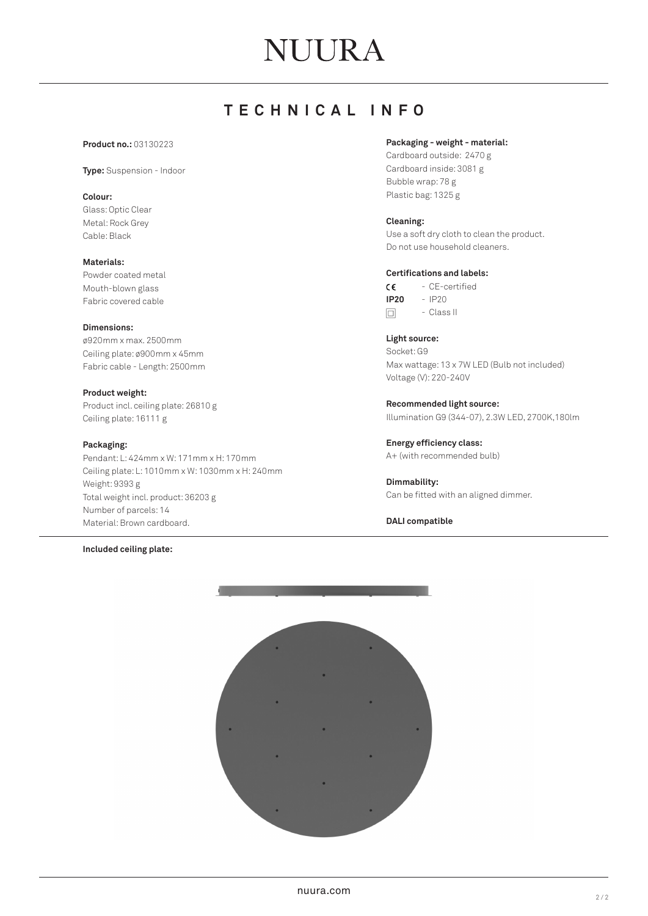# NUURA

## TECHNICAL INFO

**Product no.:** 03130223

**Type:** Suspension - Indoor

**Colour:**
Glass: Optic Clear
Metal: Rock Grey
Cable: Black

**Materials:**
Powder coated metal
Mouth-blown glass
Fabric covered cable

**Dimensions:**
ø920mm x max. 2500mm
Ceiling plate: ø900mm x 45mm
Fabric cable - Length: 2500mm

**Product weight:**
Product incl. ceiling plate: 26810 g
Ceiling plate: 16111 g

**Packaging:**
Pendant: L: 424mm x W: 171mm x H: 170mm
Ceiling plate: L: 1010mm x W: 1030mm x H: 240mm
Weight: 9393 g
Total weight incl. product: 36203 g
Number of parcels: 14
Material: Brown cardboard.

**Packaging - weight - material:**
Cardboard outside: 2470 g
Cardboard inside: 3081 g
Bubble wrap: 78 g
Plastic bag: 1325 g

**Cleaning:**
Use a soft dry cloth to clean the product.
Do not use household cleaners.

**Certifications and labels:**
CE - CE-certified
**IP20** - IP20
□ - Class II

**Light source:**
Socket: G9
Max wattage: 13 x 7W LED (Bulb not included)
Voltage (V): 220-240V

**Recommended light source:**
Illumination G9 (344-07), 2.3W LED, 2700K,180lm

**Energy efficiency class:**
A+ (with recommended bulb)

**Dimmability:**
Can be fitted with an aligned dimmer.

**DALI compatible**

**Included ceiling plate:**

nuura.com